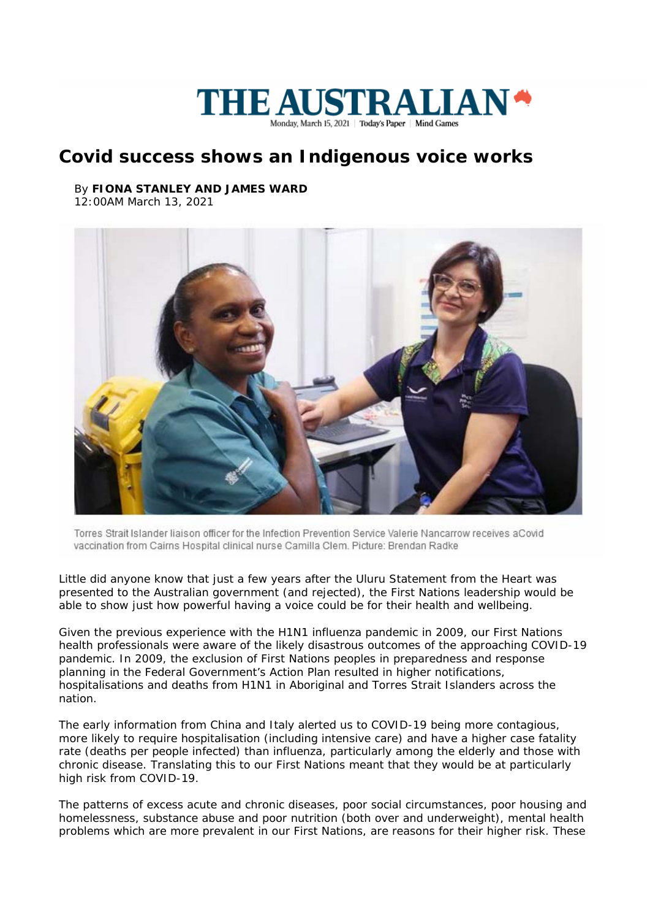# THE AUSTRALIAN

Monday, March 15, 2021 | Today's Paper | Mind Games

## Covid success shows an Indigenous voice works

By **FIONA STANLEY AND JAMES WARD**
12:00AM March 13, 2021

Torres Strait Islander liaison officer for the Infection Prevention Service Valerie Nancarrow receives aCovid vaccination from Cairns Hospital clinical nurse Camilla Clem. Picture: Brendan Radke

Little did anyone know that just a few years after the Uluru Statement from the Heart was presented to the Australian government (and rejected), the First Nations leadership would be able to show just how powerful having a voice could be for their health and wellbeing.

Given the previous experience with the H1N1 influenza pandemic in 2009, our First Nations health professionals were aware of the likely disastrous outcomes of the approaching COVID-19 pandemic. In 2009, the exclusion of First Nations peoples in preparedness and response planning in the Federal Government's Action Plan resulted in higher notifications, hospitalisations and deaths from H1N1 in Aboriginal and Torres Strait Islanders across the nation.

The early information from China and Italy alerted us to COVID-19 being more contagious, more likely to require hospitalisation (including intensive care) and have a higher case fatality rate (deaths per people infected) than influenza, particularly among the elderly and those with chronic disease. Translating this to our First Nations meant that they would be at particularly high risk from COVID-19.

The patterns of excess acute and chronic diseases, poor social circumstances, poor housing and homelessness, substance abuse and poor nutrition (both over and underweight), mental health problems which are more prevalent in our First Nations, are reasons for their higher risk. These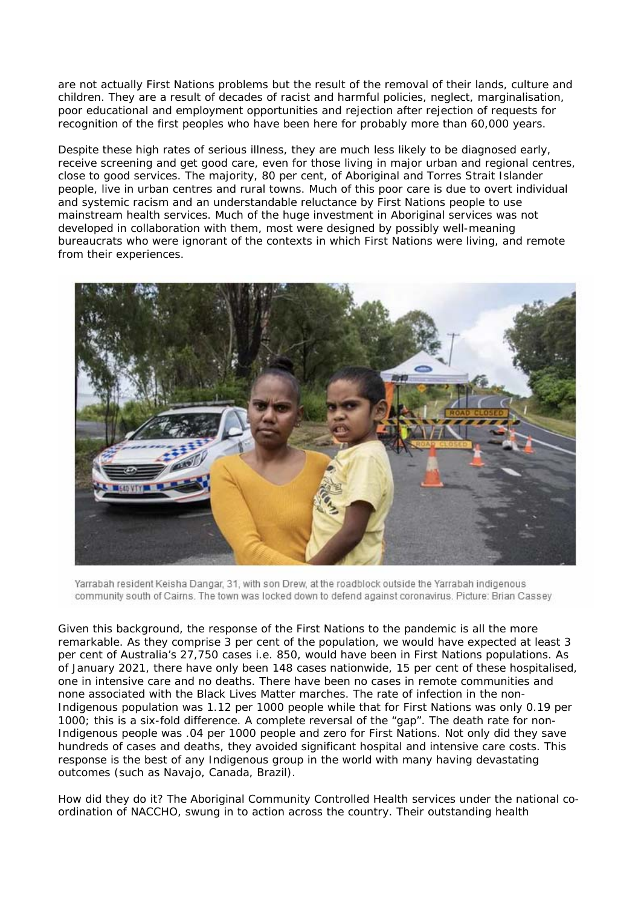are not actually First Nations problems but the result of the removal of their lands, culture and children. They are a result of decades of racist and harmful policies, neglect, marginalisation, poor educational and employment opportunities and rejection after rejection of requests for recognition of the first peoples who have been here for probably more than 60,000 years.

Despite these high rates of serious illness, they are much less likely to be diagnosed early, receive screening and get good care, even for those living in major urban and regional centres, close to good services. The majority, 80 per cent, of Aboriginal and Torres Strait Islander people, live in urban centres and rural towns. Much of this poor care is due to overt individual and systemic racism and an understandable reluctance by First Nations people to use mainstream health services. Much of the huge investment in Aboriginal services was not developed in collaboration with them, most were designed by possibly well-meaning bureaucrats who were ignorant of the contexts in which First Nations were living, and remote from their experiences.

Yarrabah resident Keisha Dangar, 31, with son Drew, at the roadblock outside the Yarrabah indigenous community south of Cairns. The town was locked down to defend against coronavirus. Picture: Brian Cassey

Given this background, the response of the First Nations to the pandemic is all the more remarkable. As they comprise 3 per cent of the population, we would have expected at least 3 per cent of Australia's 27,750 cases i.e. 850, would have been in First Nations populations. As of January 2021, there have only been 148 cases nationwide, 15 per cent of these hospitalised, one in intensive care and no deaths. There have been no cases in remote communities and none associated with the Black Lives Matter marches. The rate of infection in the non-Indigenous population was 1.12 per 1000 people while that for First Nations was only 0.19 per 1000; this is a six-fold difference. A complete reversal of the "gap". The death rate for non-Indigenous people was .04 per 1000 people and zero for First Nations. Not only did they save hundreds of cases and deaths, they avoided significant hospital and intensive care costs. This response is the best of any Indigenous group in the world with many having devastating outcomes (such as Navajo, Canada, Brazil).

How did they do it? The Aboriginal Community Controlled Health services under the national co-ordination of NACCHO, swung in to action across the country. Their outstanding health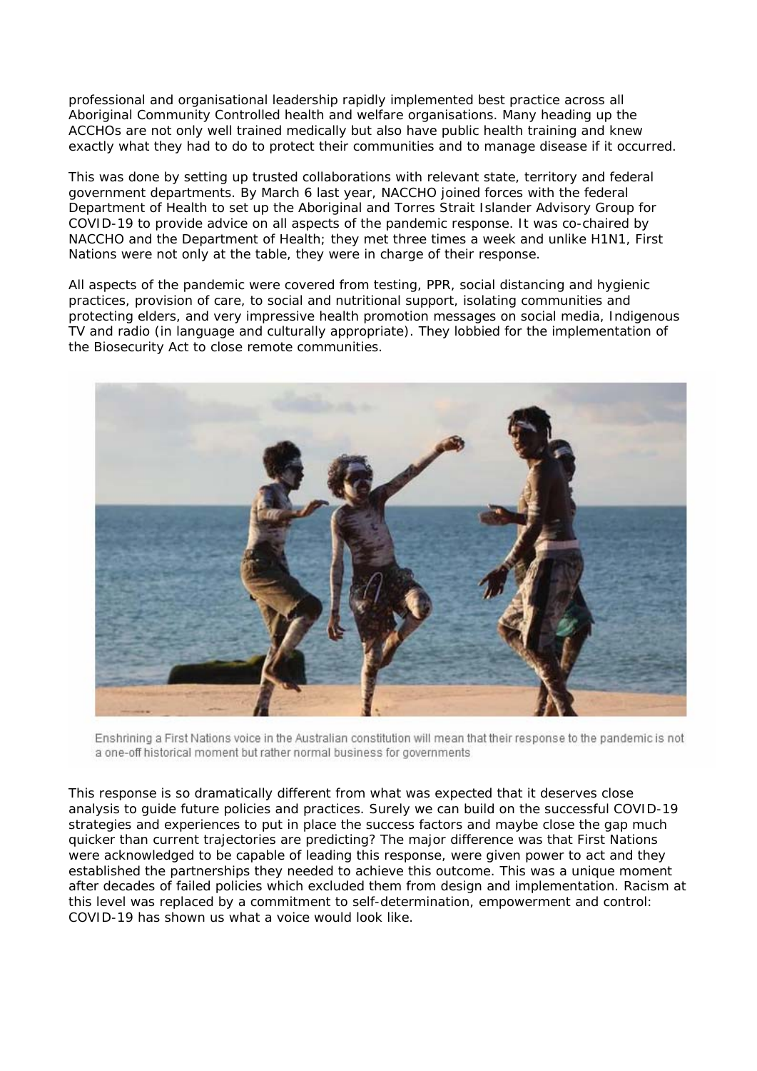professional and organisational leadership rapidly implemented best practice across all Aboriginal Community Controlled health and welfare organisations. Many heading up the ACCHOs are not only well trained medically but also have public health training and knew exactly what they had to do to protect their communities and to manage disease if it occurred.

This was done by setting up trusted collaborations with relevant state, territory and federal government departments. By March 6 last year, NACCHO joined forces with the federal Department of Health to set up the Aboriginal and Torres Strait Islander Advisory Group for COVID-19 to provide advice on all aspects of the pandemic response. It was co-chaired by NACCHO and the Department of Health; they met three times a week and unlike H1N1, First Nations were not only at the table, they were in charge of their response.

All aspects of the pandemic were covered from testing, PPR, social distancing and hygienic practices, provision of care, to social and nutritional support, isolating communities and protecting elders, and very impressive health promotion messages on social media, Indigenous TV and radio (in language and culturally appropriate). They lobbied for the implementation of the Biosecurity Act to close remote communities.

Enshrining a First Nations voice in the Australian constitution will mean that their response to the pandemic is not a one-off historical moment but rather normal business for governments

This response is so dramatically different from what was expected that it deserves close analysis to guide future policies and practices. Surely we can build on the successful COVID-19 strategies and experiences to put in place the success factors and maybe close the gap much quicker than current trajectories are predicting? The major difference was that First Nations were acknowledged to be capable of leading this response, were given power to act and they established the partnerships they needed to achieve this outcome. This was a unique moment after decades of failed policies which excluded them from design and implementation. Racism at this level was replaced by a commitment to self-determination, empowerment and control: COVID-19 has shown us what a voice would look like.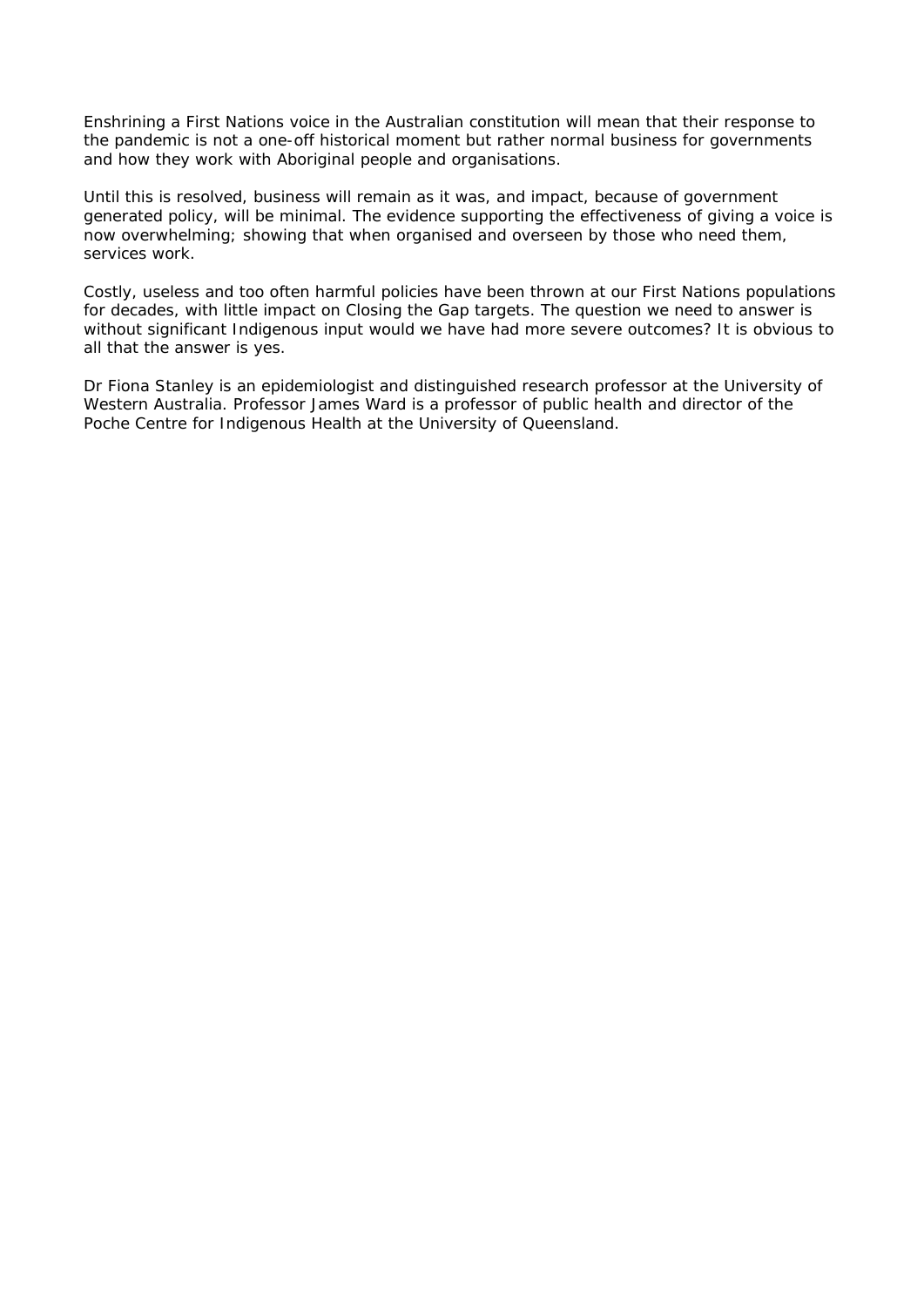Enshrining a First Nations voice in the Australian constitution will mean that their response to the pandemic is not a one-off historical moment but rather normal business for governments and how they work with Aboriginal people and organisations.

Until this is resolved, business will remain as it was, and impact, because of government generated policy, will be minimal. The evidence supporting the effectiveness of giving a voice is now overwhelming; showing that when organised and overseen by those who need them, services work.

Costly, useless and too often harmful policies have been thrown at our First Nations populations for decades, with little impact on Closing the Gap targets. The question we need to answer is without significant Indigenous input would we have had more severe outcomes? It is obvious to all that the answer is yes.

Dr Fiona Stanley is an epidemiologist and distinguished research professor at the University of Western Australia. Professor James Ward is a professor of public health and director of the Poche Centre for Indigenous Health at the University of Queensland.